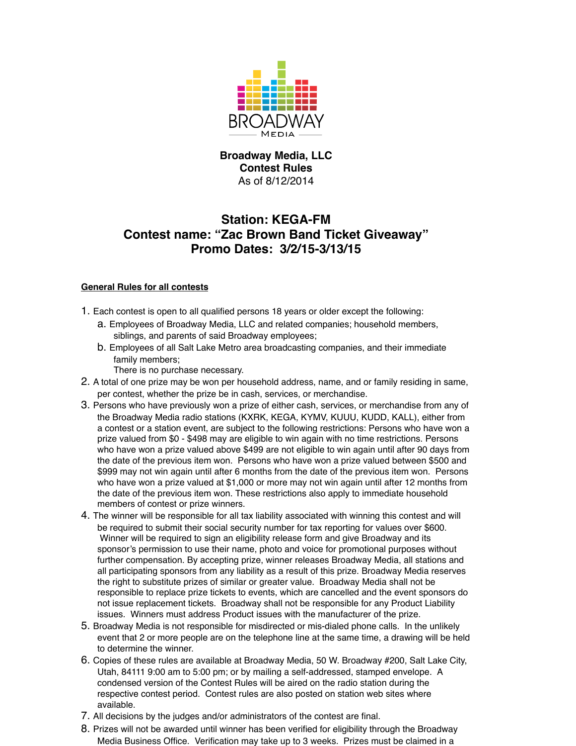BROADWAY MEDIA

**Broadway Media, LLC**
**Contest Rules**
As of 8/12/2014

## Station: KEGA-FM
## Contest name: "Zac Brown Band Ticket Giveaway"
## Promo Dates: 3/2/15-3/13/15

**General Rules for all contests**

1. Each contest is open to all qualified persons 18 years or older except the following:
   a. Employees of Broadway Media, LLC and related companies; household members, siblings, and parents of said Broadway employees;
   b. Employees of all Salt Lake Metro area broadcasting companies, and their immediate family members;
   There is no purchase necessary.
2. A total of one prize may be won per household address, name, and or family residing in same, per contest, whether the prize be in cash, services, or merchandise.
3. Persons who have previously won a prize of either cash, services, or merchandise from any of the Broadway Media radio stations (KXRK, KEGA, KYMV, KUUU, KUDD, KALL), either from a contest or a station event, are subject to the following restrictions: Persons who have won a prize valued from $0 - $498 may are eligible to win again with no time restrictions. Persons who have won a prize valued above $499 are not eligible to win again until after 90 days from the date of the previous item won. Persons who have won a prize valued between $500 and $999 may not win again until after 6 months from the date of the previous item won. Persons who have won a prize valued at $1,000 or more may not win again until after 12 months from the date of the previous item won. These restrictions also apply to immediate household members of contest or prize winners.
4. The winner will be responsible for all tax liability associated with winning this contest and will be required to submit their social security number for tax reporting for values over $600. Winner will be required to sign an eligibility release form and give Broadway and its sponsor's permission to use their name, photo and voice for promotional purposes without further compensation. By accepting prize, winner releases Broadway Media, all stations and all participating sponsors from any liability as a result of this prize. Broadway Media reserves the right to substitute prizes of similar or greater value. Broadway Media shall not be responsible to replace prize tickets to events, which are cancelled and the event sponsors do not issue replacement tickets. Broadway shall not be responsible for any Product Liability issues. Winners must address Product issues with the manufacturer of the prize.
5. Broadway Media is not responsible for misdirected or mis-dialed phone calls. In the unlikely event that 2 or more people are on the telephone line at the same time, a drawing will be held to determine the winner.
6. Copies of these rules are available at Broadway Media, 50 W. Broadway #200, Salt Lake City, Utah, 84111 9:00 am to 5:00 pm; or by mailing a self-addressed, stamped envelope. A condensed version of the Contest Rules will be aired on the radio station during the respective contest period. Contest rules are also posted on station web sites where available.
7. All decisions by the judges and/or administrators of the contest are final.
8. Prizes will not be awarded until winner has been verified for eligibility through the Broadway Media Business Office. Verification may take up to 3 weeks. Prizes must be claimed in a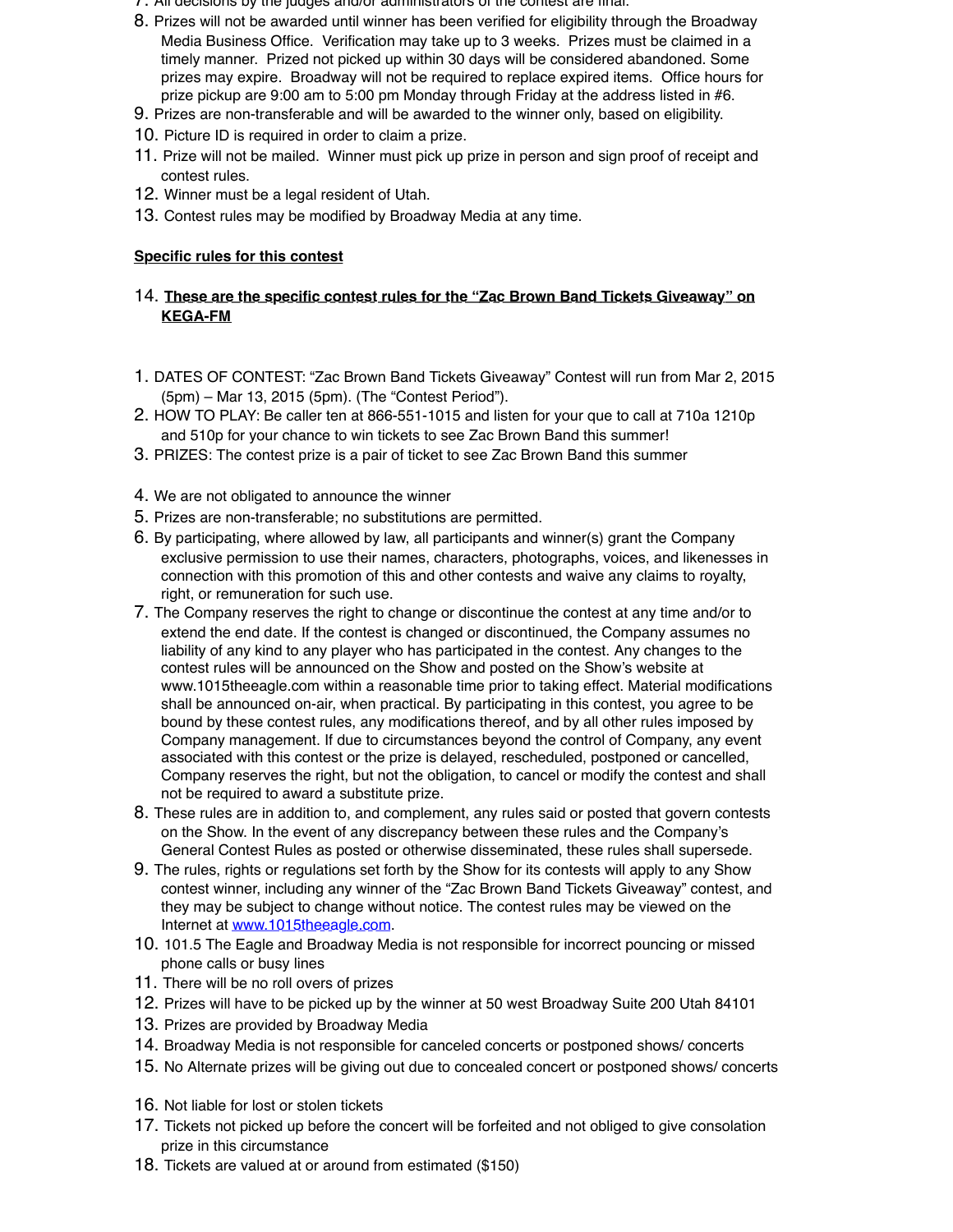7. All decisions by the judges and/or administrators of the contest are final.
8. Prizes will not be awarded until winner has been verified for eligibility through the Broadway Media Business Office. Verification may take up to 3 weeks. Prizes must be claimed in a timely manner. Prized not picked up within 30 days will be considered abandoned. Some prizes may expire. Broadway will not be required to replace expired items. Office hours for prize pickup are 9:00 am to 5:00 pm Monday through Friday at the address listed in #6.
9. Prizes are non-transferable and will be awarded to the winner only, based on eligibility.
10. Picture ID is required in order to claim a prize.
11. Prize will not be mailed. Winner must pick up prize in person and sign proof of receipt and contest rules.
12. Winner must be a legal resident of Utah.
13. Contest rules may be modified by Broadway Media at any time.

**Specific rules for this contest**

14. **These are the specific contest rules for the "Zac Brown Band Tickets Giveaway" on KEGA-FM**

1. DATES OF CONTEST: "Zac Brown Band Tickets Giveaway" Contest will run from Mar 2, 2015 (5pm) – Mar 13, 2015 (5pm). (The "Contest Period").
2. HOW TO PLAY: Be caller ten at 866-551-1015 and listen for your que to call at 710a 1210p and 510p for your chance to win tickets to see Zac Brown Band this summer!
3. PRIZES: The contest prize is a pair of ticket to see Zac Brown Band this summer
4. We are not obligated to announce the winner
5. Prizes are non-transferable; no substitutions are permitted.
6. By participating, where allowed by law, all participants and winner(s) grant the Company exclusive permission to use their names, characters, photographs, voices, and likenesses in connection with this promotion of this and other contests and waive any claims to royalty, right, or remuneration for such use.
7. The Company reserves the right to change or discontinue the contest at any time and/or to extend the end date. If the contest is changed or discontinued, the Company assumes no liability of any kind to any player who has participated in the contest. Any changes to the contest rules will be announced on the Show and posted on the Show's website at www.1015theeagle.com within a reasonable time prior to taking effect. Material modifications shall be announced on-air, when practical. By participating in this contest, you agree to be bound by these contest rules, any modifications thereof, and by all other rules imposed by Company management. If due to circumstances beyond the control of Company, any event associated with this contest or the prize is delayed, rescheduled, postponed or cancelled, Company reserves the right, but not the obligation, to cancel or modify the contest and shall not be required to award a substitute prize.
8. These rules are in addition to, and complement, any rules said or posted that govern contests on the Show. In the event of any discrepancy between these rules and the Company's General Contest Rules as posted or otherwise disseminated, these rules shall supersede.
9. The rules, rights or regulations set forth by the Show for its contests will apply to any Show contest winner, including any winner of the "Zac Brown Band Tickets Giveaway" contest, and they may be subject to change without notice. The contest rules may be viewed on the Internet at [www.1015theeagle.com](http://www.1015theeagle.com).
10. 101.5 The Eagle and Broadway Media is not responsible for incorrect pouncing or missed phone calls or busy lines
11. There will be no roll overs of prizes
12. Prizes will have to be picked up by the winner at 50 west Broadway Suite 200 Utah 84101
13. Prizes are provided by Broadway Media
14. Broadway Media is not responsible for canceled concerts or postponed shows/ concerts
15. No Alternate prizes will be giving out due to concealed concert or postponed shows/ concerts
16. Not liable for lost or stolen tickets
17. Tickets not picked up before the concert will be forfeited and not obliged to give consolation prize in this circumstance
18. Tickets are valued at or around from estimated ($150)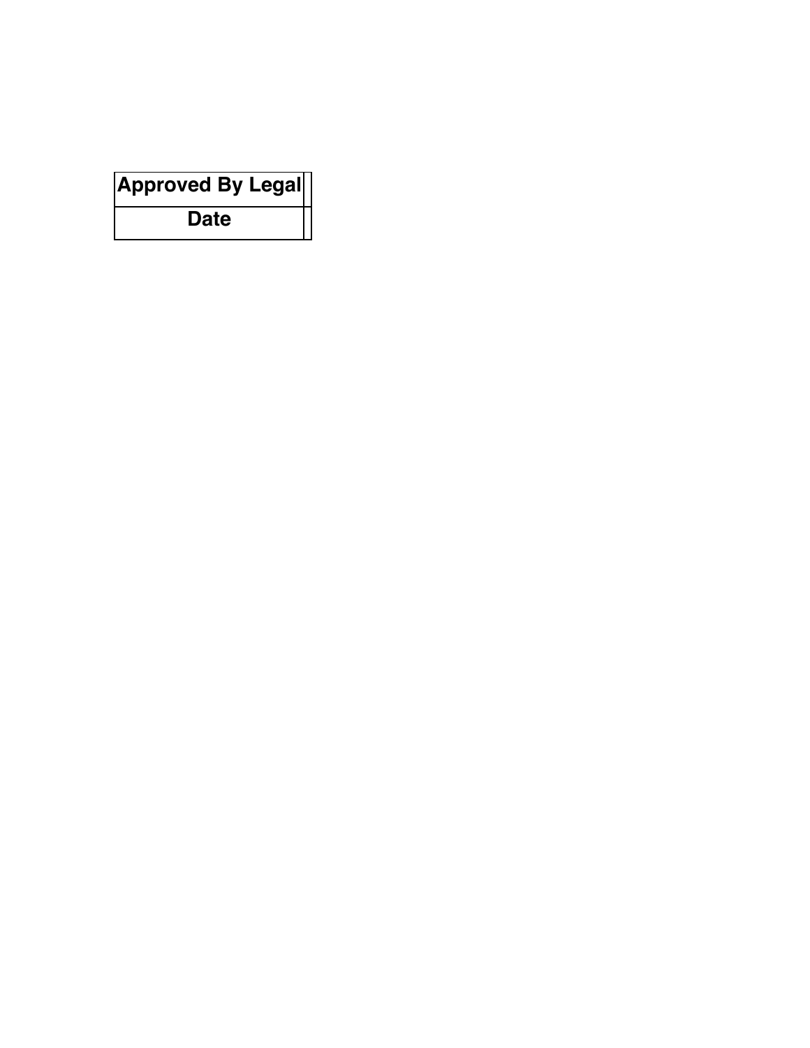| | |
|---|---|
| **Approved By Legal** | |
| **Date** | |